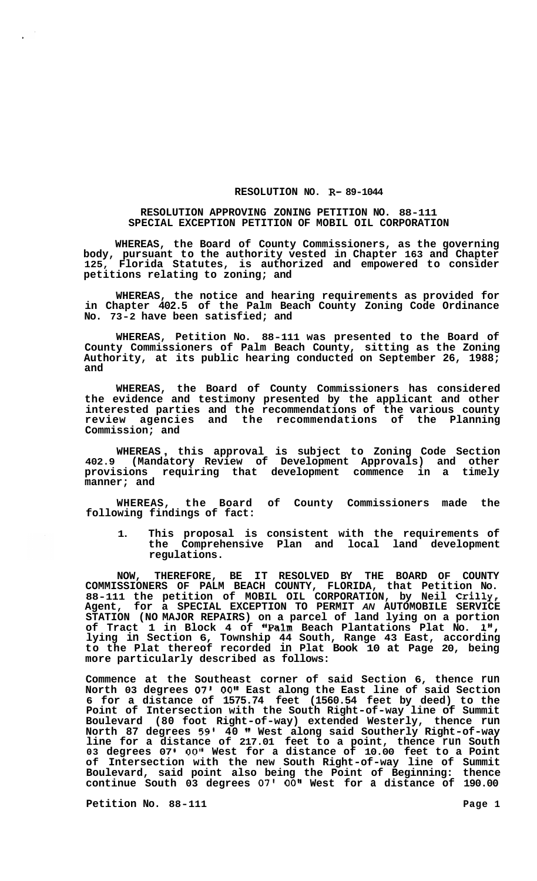# RESOLUTION NO. R- 89-1044

## RESOLUTION APPROVING ZONING PETITION NO. 88-111 SPECIAL EXCEPTION PETITION OF MOBIL OIL CORPORATION

**WHEREAS, the Board of County Commissioners, as the governing body, pursuant to the authority vested in Chapter 163 and Chapter 125, Florida Statutes, is authorized and empowered to consider petitions relating to zoning; and**

**WHEREAS, the notice and hearing requirements as provided for in Chapter 402.5 of the Palm Beach County Zoning Code Ordinance No. 73-2 have been satisfied; and**

**WHEREAS, Petition No. 88-111 was presented to the Board of County Commissioners of Palm Beach County, sitting as the Zoning Authority, at its public hearing conducted on September 26, 1988; and**

**WHEREAS, the Board of County Commissioners has considered the evidence and testimony presented by the applicant and other interested parties and the recommendations of the various county review agencies and the recommendations of the Planning Commission; and**

**WHEREAS, this approval is subject to Zoning Code Section 402.9 (Mandatory Review of Development Approvals) and other provisions requiring that development commence in a timely manner; and**

**WHEREAS, the Board of County Commissioners made the following findings of fact:**

1. **This proposal is consistent with the requirements of the Comprehensive Plan and local land development regulations.**

**NOW, THEREFORE, BE IT RESOLVED BY THE BOARD OF COUNTY COMMISSIONERS OF PALM BEACH COUNTY, FLORIDA, that Petition No. 88-111 the petition of MOBIL OIL CORPORATION, by Neil Crilly, Agent, for a SPECIAL EXCEPTION TO PERMIT AN AUTOMOBILE SERVICE STATION (NO MAJOR REPAIRS) on a parcel of land lying on a portion of Tract 1 in Block 4 of "Palm Beach Plantations Plat No. 1", lying in Section 6, Township 44 South, Range 43 East, according to the Plat thereof recorded in Plat Book 10 at Page 20, being more particularly described as follows:**

**Commence at the Southeast corner of said Section 6, thence run North 03 degrees 07' 00" East along the East line of said Section 6 for a distance of 1575.74 feet (1560.54 feet by deed) to the Point of Intersection with the South Right-of-way line of Summit Boulevard (80 foot Right-of-way) extended Westerly, thence run North 87 degrees 59' 40" West along said Southerly Right-of-way line for a distance of 217.01 feet to a point, thence run South 03 degrees 07' 00" West for a distance of 10.00 feet to a Point of Intersection with the new South Right-of-way line of Summit Boulevard, said point also being the Point of Beginning: thence continue South 03 degrees 07' 00" West for a distance of 190.00**

**Petition No. 88-111**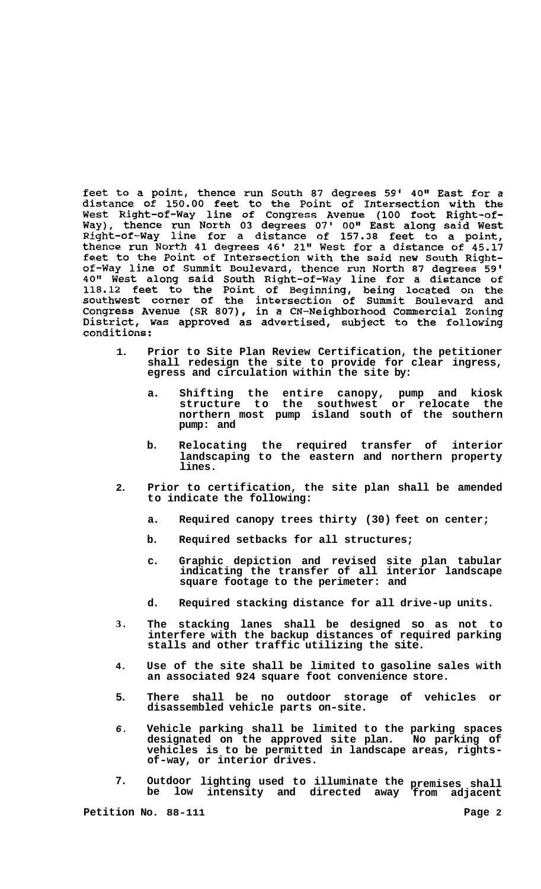feet to a point, thence run South 87 degrees 59' 40" East for a distance of 150.00 feet to the Point of Intersection with the West Right-of-Way line of Congress Avenue (100 foot Right-of-Way), thence run North 03 degrees 07' 00" East along said West Right-of-Way line for a distance of 157.38 feet to a point, thence run North 41 degrees 46' 21" West for a distance of 45.17 feet to the Point of Intersection with the said new South Right-of-Way line of Summit Boulevard, thence run North 87 degrees 59' 40" West along said South Right-of-Way line for a distance of 118.12 feet to the Point of Beginning, being located on the southwest corner of the intersection of Summit Boulevard and Congress Avenue (SR 807), in a CN-Neighborhood Commercial Zoning District, was approved as advertised, subject to the following conditions:

1. **Prior to Site Plan Review Certification, the petitioner shall redesign the site to provide for clear ingress, egress and circulation within the site by:**

   a. **Shifting the entire canopy, pump and kiosk structure to the southwest or relocate the northern most pump island south of the southern pump: and**

   b. **Relocating the required transfer of interior landscaping to the eastern and northern property lines.**

2. **Prior to certification, the site plan shall be amended to indicate the following:**

   a. **Required canopy trees thirty (30) feet on center;**

   b. **Required setbacks for all structures;**

   c. **Graphic depiction and revised site plan tabular indicating the transfer of all interior landscape square footage to the perimeter: and**

   d. **Required stacking distance for all drive-up units.**

3. **The stacking lanes shall be designed so as not to interfere with the backup distances of required parking stalls and other traffic utilizing the site.**

4. **Use of the site shall be limited to gasoline sales with an associated 924 square foot convenience store.**

5. **There shall be no outdoor storage of vehicles or disassembled vehicle parts on-site.**

6. **Vehicle parking shall be limited to the parking spaces designated on the approved site plan. No parking of vehicles is to be permitted in landscape areas, rights-of-way, or interior drives.**

7. **Outdoor lighting used to illuminate the premises shall be low intensity and directed away from adjacent**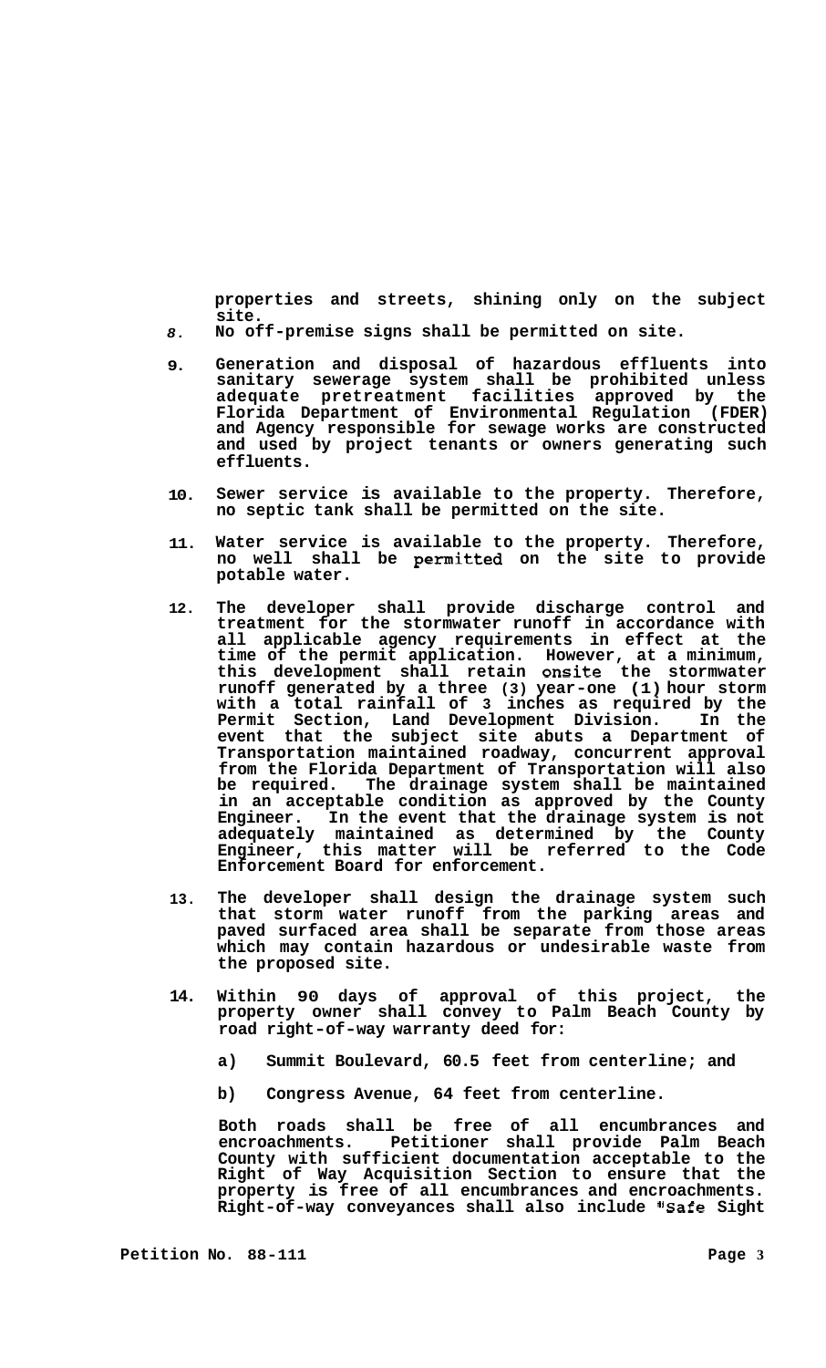properties and streets, shining only on the subject site.

8. No off-premise signs shall be permitted on site.

9. Generation and disposal of hazardous effluents into sanitary sewerage system shall be prohibited unless adequate pretreatment facilities approved by the Florida Department of Environmental Regulation (FDER) and Agency responsible for sewage works are constructed and used by project tenants or owners generating such effluents.

10. Sewer service is available to the property. Therefore, no septic tank shall be permitted on the site.

11. Water service is available to the property. Therefore, no well shall be permitted on the site to provide potable water.

12. The developer shall provide discharge control and treatment for the stormwater runoff in accordance with all applicable agency requirements in effect at the time of the permit application. However, at a minimum, this development shall retain onsite the stormwater runoff generated by a three (3) year-one (1) hour storm with a total rainfall of 3 inches as required by the Permit Section, Land Development Division. In the event that the subject site abuts a Department of Transportation maintained roadway, concurrent approval from the Florida Department of Transportation will also be required. The drainage system shall be maintained in an acceptable condition as approved by the County Engineer. In the event that the drainage system is not adequately maintained as determined by the County Engineer, this matter will be referred to the Code Enforcement Board for enforcement.

13. The developer shall design the drainage system such that storm water runoff from the parking areas and paved surfaced area shall be separate from those areas which may contain hazardous or undesirable waste from the proposed site.

14. Within 90 days of approval of this project, the property owner shall convey to Palm Beach County by road right-of-way warranty deed for:

    a) Summit Boulevard, 60.5 feet from centerline; and

    b) Congress Avenue, 64 feet from centerline.

    Both roads shall be free of all encumbrances and encroachments. Petitioner shall provide Palm Beach County with sufficient documentation acceptable to the Right of Way Acquisition Section to ensure that the property is free of all encumbrances and encroachments. Right-of-way conveyances shall also include "Safe Sight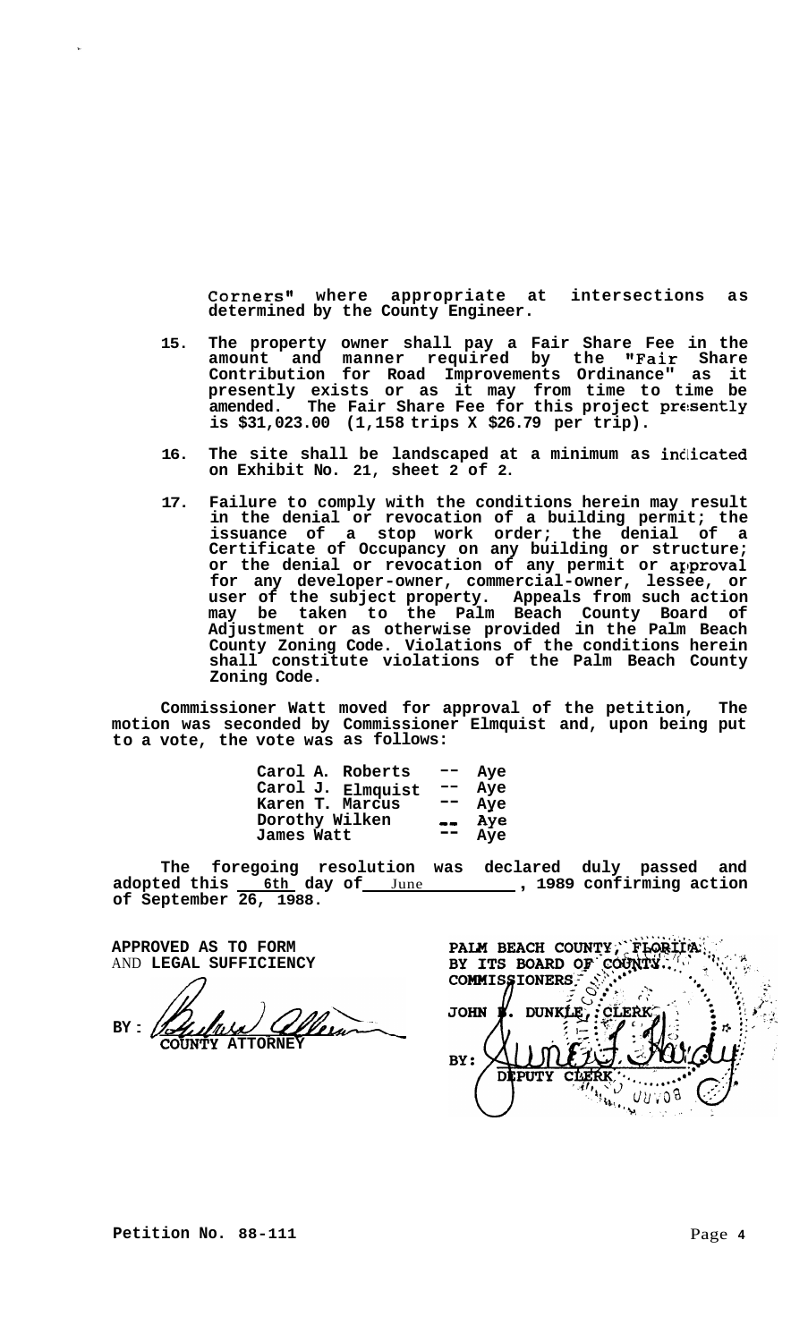Corners" where appropriate at intersections as determined by the County Engineer.

15. The property owner shall pay a Fair Share Fee in the amount and manner required by the "Fair Share Contribution for Road Improvements Ordinance" as it presently exists or as it may from time to time be amended. The Fair Share Fee for this project presently is $31,023.00 (1,158 trips X $26.79 per trip).

16. The site shall be landscaped at a minimum as indicated on Exhibit No. 21, sheet 2 of 2.

17. Failure to comply with the conditions herein may result in the denial or revocation of a building permit; the issuance of a stop work order; the denial of a Certificate of Occupancy on any building or structure; or the denial or revocation of any permit or approval for any developer-owner, commercial-owner, lessee, or user of the subject property. Appeals from such action may be taken to the Palm Beach County Board of Adjustment or as otherwise provided in the Palm Beach County Zoning Code. Violations of the conditions herein shall constitute violations of the Palm Beach County Zoning Code.

Commissioner Watt moved for approval of the petition, The motion was seconded by Commissioner Elmquist and, upon being put to a vote, the vote was as follows:

| | | |
|---|---|---|
| Carol A. Roberts | -- | Aye |
| Carol J. Elmquist | -- | Aye |
| Karen T. Marcus | -- | Aye |
| Dorothy Wilken | -- | Aye |
| James Watt | -- | Aye |

The foregoing resolution was declared duly passed and adopted this 6th day of June, 1989 confirming action of September 26, 1988.

APPROVED AS TO FORM AND LEGAL SUFFICIENCY

BY: COUNTY ATTORNEY

PALM BEACH COUNTY, FLORIDA BY ITS BOARD OF COUNTY COMMISSIONERS

JOHN B. DUNKLE, CLERK

BY: DEPUTY CLERK

Petition No. 88-111